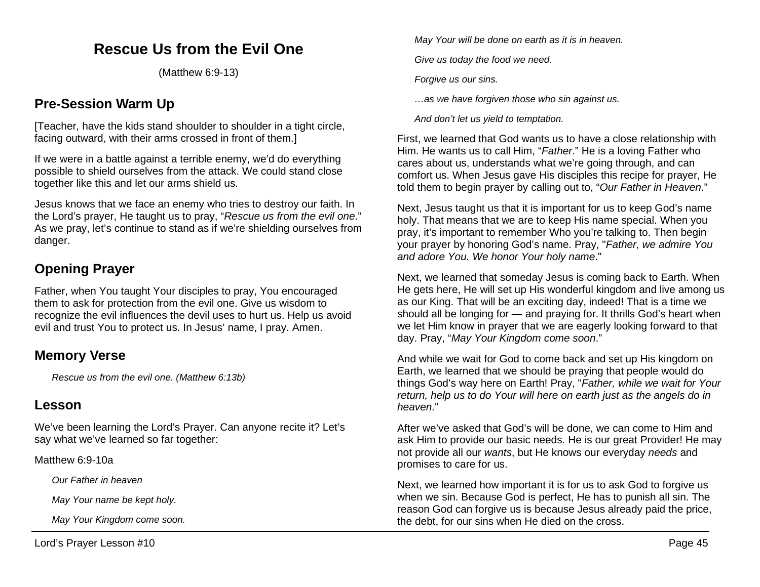# Rescue Us from the Evil One

(Matthew 6:9-13)

## Pre-Session Warm Up

[Teacher, have the kids stand shoulder to shoulder in a tight circle, facing outward, with their arms crossed in front of them.]

If we were in a battle against a terrible enemy, we'd do everything possible to shield ourselves from the attack. We could stand close together like this and let our arms shield us.

Jesus knows that we face an enemy who tries to destroy our faith. In the Lord's prayer, He taught us to pray, "*Rescue us from the evil one*." As we pray, let's continue to stand as if we're shielding ourselves from danger.

## Opening Prayer

Father, when You taught Your disciples to pray, You encouraged them to ask for protection from the evil one. Give us wisdom to recognize the evil influences the devil uses to hurt us. Help us avoid evil and trust You to protect us. In Jesus' name, I pray. Amen.

## Memory Verse

*Rescue us from the evil one. (Matthew 6:13b)*

## Lesson

We've been learning the Lord's Prayer. Can anyone recite it? Let's say what we've learned so far together:

Matthew 6:9-10a

*Our Father in heaven*

*May Your name be kept holy.*

*May Your Kingdom come soon.*

*May Your will be done on earth as it is in heaven.*

*Give us today the food we need.*

*Forgive us our sins.*

*…as we have forgiven those who sin against us.*

*And don't let us yield to temptation.*

First, we learned that God wants us to have a close relationship with Him. He wants us to call Him, "*Father*." He is a loving Father who cares about us, understands what we're going through, and can comfort us. When Jesus gave His disciples this recipe for prayer, He told them to begin prayer by calling out to, "*Our Father in Heaven*."

Next, Jesus taught us that it is important for us to keep God's name holy. That means that we are to keep His name special. When you pray, it's important to remember Who you're talking to. Then begin your prayer by honoring God's name. Pray, "*Father, we admire You and adore You. We honor Your holy name*."

Next, we learned that someday Jesus is coming back to Earth. When He gets here, He will set up His wonderful kingdom and live among us as our King. That will be an exciting day, indeed! That is a time we should all be longing for — and praying for. It thrills God's heart when we let Him know in prayer that we are eagerly looking forward to that day. Pray, "*May Your Kingdom come soon*."

And while we wait for God to come back and set up His kingdom on Earth, we learned that we should be praying that people would do things God's way here on Earth! Pray, "*Father, while we wait for Your return, help us to do Your will here on earth just as the angels do in heaven*."

After we've asked that God's will be done, we can come to Him and ask Him to provide our basic needs. He is our great Provider! He may not provide all our *wants*, but He knows our everyday *needs* and promises to care for us.

Next, we learned how important it is for us to ask God to forgive us when we sin. Because God is perfect, He has to punish all sin. The reason God can forgive us is because Jesus already paid the price, the debt, for our sins when He died on the cross.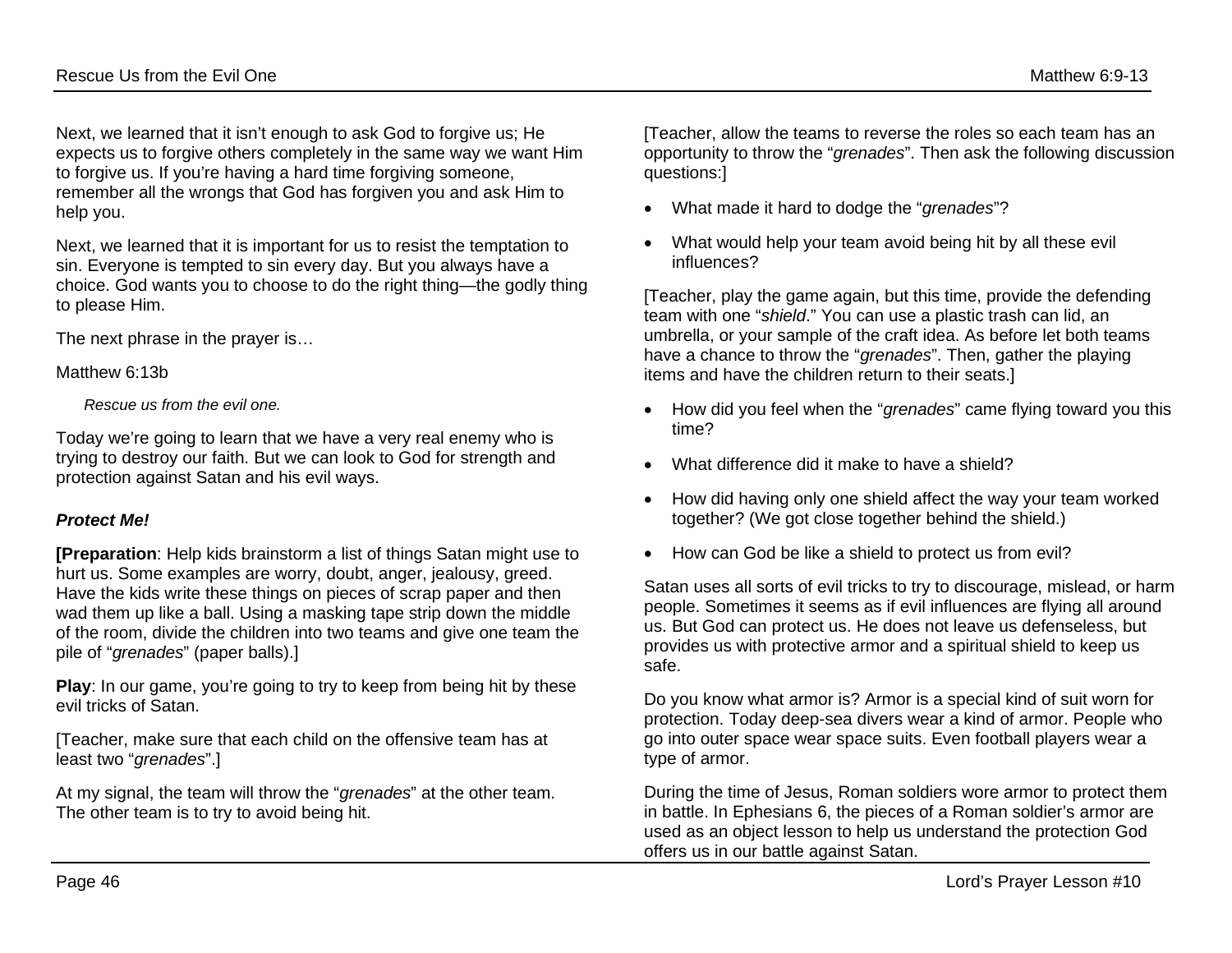Next, we learned that it isn't enough to ask God to forgive us; He expects us to forgive others completely in the same way we want Him to forgive us. If you're having a hard time forgiving someone, remember all the wrongs that God has forgiven you and ask Him to help you.

Next, we learned that it is important for us to resist the temptation to sin. Everyone is tempted to sin every day. But you always have a choice. God wants you to choose to do the right thing—the godly thing to please Him.

The next phrase in the prayer is…

Matthew 6:13b

> *Rescue us from the evil one.*

Today we're going to learn that we have a very real enemy who is trying to destroy our faith. But we can look to God for strength and protection against Satan and his evil ways.

### *Protect Me!*

**[Preparation**: Help kids brainstorm a list of things Satan might use to hurt us. Some examples are worry, doubt, anger, jealousy, greed. Have the kids write these things on pieces of scrap paper and then wad them up like a ball. Using a masking tape strip down the middle of the room, divide the children into two teams and give one team the pile of "*grenades*" (paper balls).]

**Play**: In our game, you're going to try to keep from being hit by these evil tricks of Satan.

[Teacher, make sure that each child on the offensive team has at least two "*grenades*".]

At my signal, the team will throw the "*grenades*" at the other team. The other team is to try to avoid being hit.

[Teacher, allow the teams to reverse the roles so each team has an opportunity to throw the "*grenades*". Then ask the following discussion questions:]

- What made it hard to dodge the "*grenades*"?
- What would help your team avoid being hit by all these evil influences?

[Teacher, play the game again, but this time, provide the defending team with one "*shield*." You can use a plastic trash can lid, an umbrella, or your sample of the craft idea. As before let both teams have a chance to throw the "*grenades*". Then, gather the playing items and have the children return to their seats.]

- How did you feel when the "*grenades*" came flying toward you this time?
- What difference did it make to have a shield?
- How did having only one shield affect the way your team worked together? (We got close together behind the shield.)
- How can God be like a shield to protect us from evil?

Satan uses all sorts of evil tricks to try to discourage, mislead, or harm people. Sometimes it seems as if evil influences are flying all around us. But God can protect us. He does not leave us defenseless, but provides us with protective armor and a spiritual shield to keep us safe.

Do you know what armor is? Armor is a special kind of suit worn for protection. Today deep-sea divers wear a kind of armor. People who go into outer space wear space suits. Even football players wear a type of armor.

During the time of Jesus, Roman soldiers wore armor to protect them in battle. In Ephesians 6, the pieces of a Roman soldier's armor are used as an object lesson to help us understand the protection God offers us in our battle against Satan.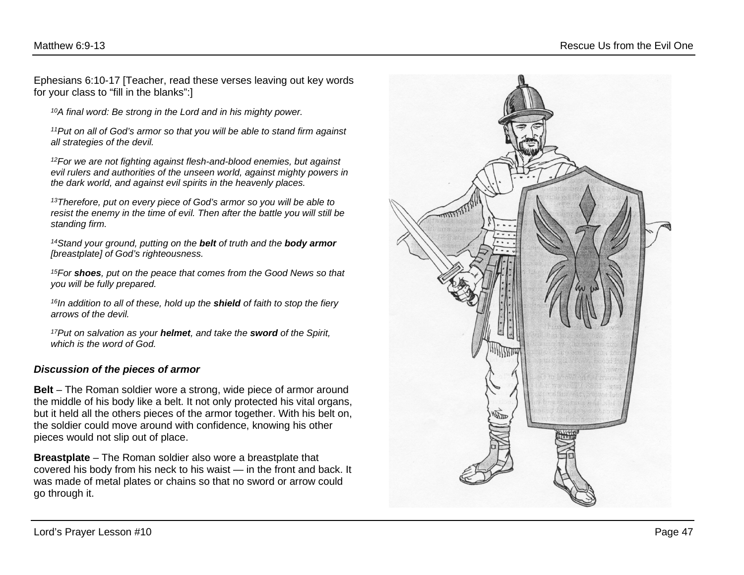Ephesians 6:10-17 [Teacher, read these verses leaving out key words for your class to “fill in the blanks”:]

> *[10]A final word: Be strong in the Lord and in his mighty power.*
>
> *[11]Put on all of God’s armor so that you will be able to stand firm against all strategies of the devil.*
>
> *[12]For we are not fighting against flesh-and-blood enemies, but against evil rulers and authorities of the unseen world, against mighty powers in the dark world, and against evil spirits in the heavenly places.*
>
> *[13]Therefore, put on every piece of God’s armor so you will be able to resist the enemy in the time of evil. Then after the battle you will still be standing firm.*
>
> *[14]Stand your ground, putting on the **belt** of truth and the **body armor** [breastplate] of God’s righteousness.*
>
> *[15]For **shoes**, put on the peace that comes from the Good News so that you will be fully prepared.*
>
> *[16]In addition to all of these, hold up the **shield** of faith to stop the fiery arrows of the devil.*
>
> *[17]Put on salvation as your **helmet**, and take the **sword** of the Spirit, which is the word of God.*

### *Discussion of the pieces of armor*

**Belt** – The Roman soldier wore a strong, wide piece of armor around the middle of his body like a belt. It not only protected his vital organs, but it held all the others pieces of the armor together. With his belt on, the soldier could move around with confidence, knowing his other pieces would not slip out of place.

**Breastplate** – The Roman soldier also wore a breastplate that covered his body from his neck to his waist — in the front and back. It was made of metal plates or chains so that no sword or arrow could go through it.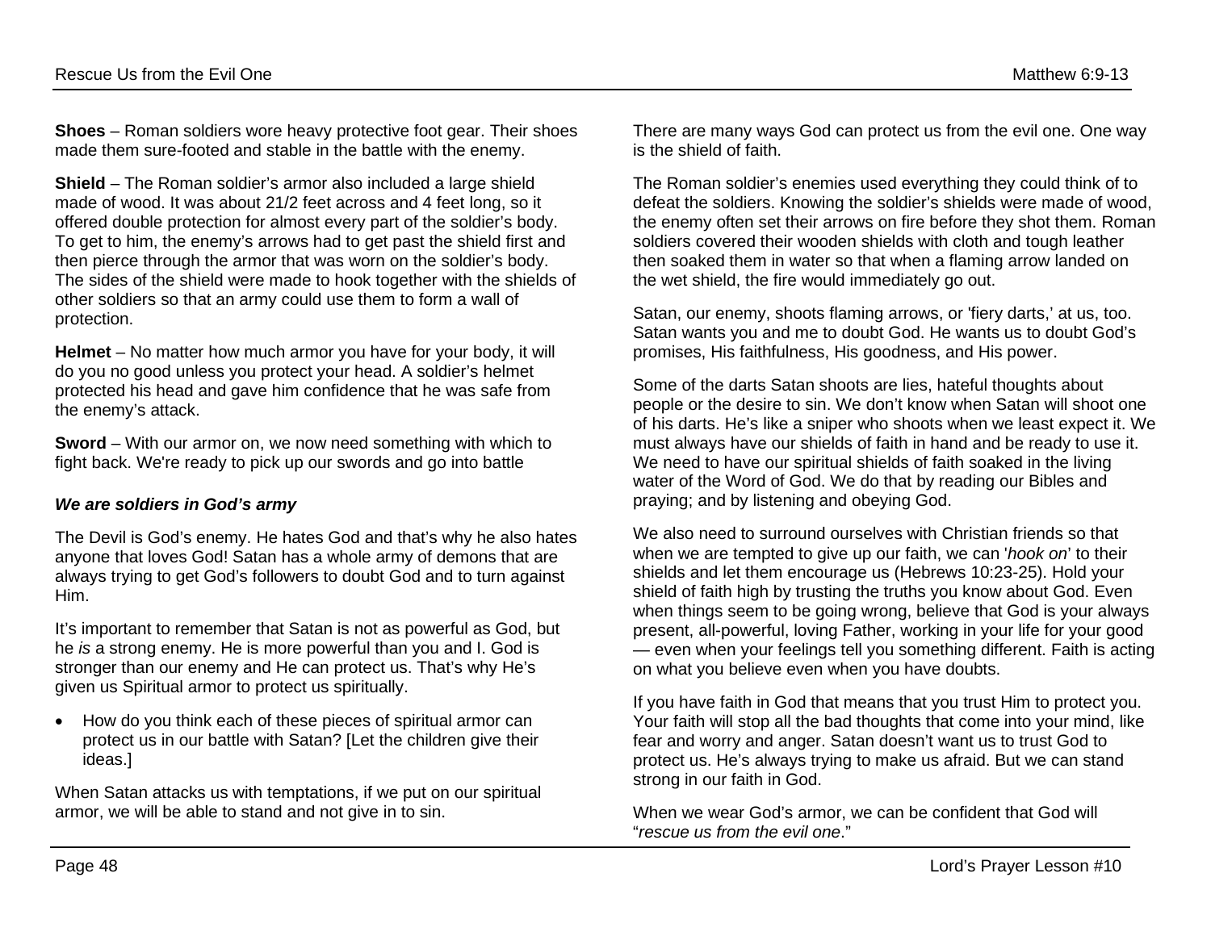**Shoes** – Roman soldiers wore heavy protective foot gear. Their shoes made them sure-footed and stable in the battle with the enemy.

**Shield** – The Roman soldier's armor also included a large shield made of wood. It was about 21/2 feet across and 4 feet long, so it offered double protection for almost every part of the soldier's body. To get to him, the enemy's arrows had to get past the shield first and then pierce through the armor that was worn on the soldier's body. The sides of the shield were made to hook together with the shields of other soldiers so that an army could use them to form a wall of protection.

**Helmet** – No matter how much armor you have for your body, it will do you no good unless you protect your head. A soldier's helmet protected his head and gave him confidence that he was safe from the enemy's attack.

**Sword** – With our armor on, we now need something with which to fight back. We're ready to pick up our swords and go into battle

***We are soldiers in God's army***

The Devil is God's enemy. He hates God and that's why he also hates anyone that loves God! Satan has a whole army of demons that are always trying to get God's followers to doubt God and to turn against Him.

It's important to remember that Satan is not as powerful as God, but he *is* a strong enemy. He is more powerful than you and I. God is stronger than our enemy and He can protect us. That's why He's given us Spiritual armor to protect us spiritually.

- How do you think each of these pieces of spiritual armor can protect us in our battle with Satan? [Let the children give their ideas.]

When Satan attacks us with temptations, if we put on our spiritual armor, we will be able to stand and not give in to sin.

There are many ways God can protect us from the evil one. One way is the shield of faith.

The Roman soldier's enemies used everything they could think of to defeat the soldiers. Knowing the soldier's shields were made of wood, the enemy often set their arrows on fire before they shot them. Roman soldiers covered their wooden shields with cloth and tough leather then soaked them in water so that when a flaming arrow landed on the wet shield, the fire would immediately go out.

Satan, our enemy, shoots flaming arrows, or 'fiery darts,' at us, too. Satan wants you and me to doubt God. He wants us to doubt God's promises, His faithfulness, His goodness, and His power.

Some of the darts Satan shoots are lies, hateful thoughts about people or the desire to sin. We don't know when Satan will shoot one of his darts. He's like a sniper who shoots when we least expect it. We must always have our shields of faith in hand and be ready to use it. We need to have our spiritual shields of faith soaked in the living water of the Word of God. We do that by reading our Bibles and praying; and by listening and obeying God.

We also need to surround ourselves with Christian friends so that when we are tempted to give up our faith, we can '*hook on*' to their shields and let them encourage us (Hebrews 10:23-25). Hold your shield of faith high by trusting the truths you know about God. Even when things seem to be going wrong, believe that God is your always present, all-powerful, loving Father, working in your life for your good — even when your feelings tell you something different. Faith is acting on what you believe even when you have doubts.

If you have faith in God that means that you trust Him to protect you. Your faith will stop all the bad thoughts that come into your mind, like fear and worry and anger. Satan doesn't want us to trust God to protect us. He's always trying to make us afraid. But we can stand strong in our faith in God.

When we wear God's armor, we can be confident that God will "*rescue us from the evil one*."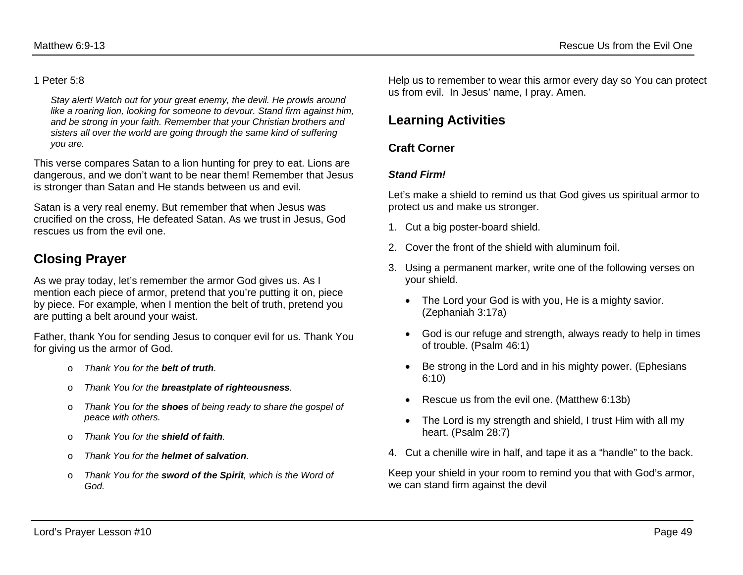1 Peter 5:8

> *Stay alert! Watch out for your great enemy, the devil. He prowls around like a roaring lion, looking for someone to devour. Stand firm against him, and be strong in your faith. Remember that your Christian brothers and sisters all over the world are going through the same kind of suffering you are.*

This verse compares Satan to a lion hunting for prey to eat. Lions are dangerous, and we don't want to be near them! Remember that Jesus is stronger than Satan and He stands between us and evil.

Satan is a very real enemy. But remember that when Jesus was crucified on the cross, He defeated Satan. As we trust in Jesus, God rescues us from the evil one.

## Closing Prayer

As we pray today, let's remember the armor God gives us. As I mention each piece of armor, pretend that you're putting it on, piece by piece. For example, when I mention the belt of truth, pretend you are putting a belt around your waist.

Father, thank You for sending Jesus to conquer evil for us. Thank You for giving us the armor of God.

- *Thank You for the **belt of truth**.*
- *Thank You for the **breastplate of righteousness**.*
- *Thank You for the **shoes** of being ready to share the gospel of peace with others.*
- *Thank You for the **shield of faith**.*
- *Thank You for the **helmet of salvation**.*
- *Thank You for the **sword of the Spirit**, which is the Word of God.*

Help us to remember to wear this armor every day so You can protect us from evil. In Jesus' name, I pray. Amen.

## Learning Activities

### Craft Corner

***Stand Firm!***

Let's make a shield to remind us that God gives us spiritual armor to protect us and make us stronger.

1. Cut a big poster-board shield.
2. Cover the front of the shield with aluminum foil.
3. Using a permanent marker, write one of the following verses on your shield.
   - The Lord your God is with you, He is a mighty savior. (Zephaniah 3:17a)
   - God is our refuge and strength, always ready to help in times of trouble. (Psalm 46:1)
   - Be strong in the Lord and in his mighty power. (Ephesians 6:10)
   - Rescue us from the evil one. (Matthew 6:13b)
   - The Lord is my strength and shield, I trust Him with all my heart. (Psalm 28:7)
4. Cut a chenille wire in half, and tape it as a "handle" to the back.

Keep your shield in your room to remind you that with God's armor, we can stand firm against the devil